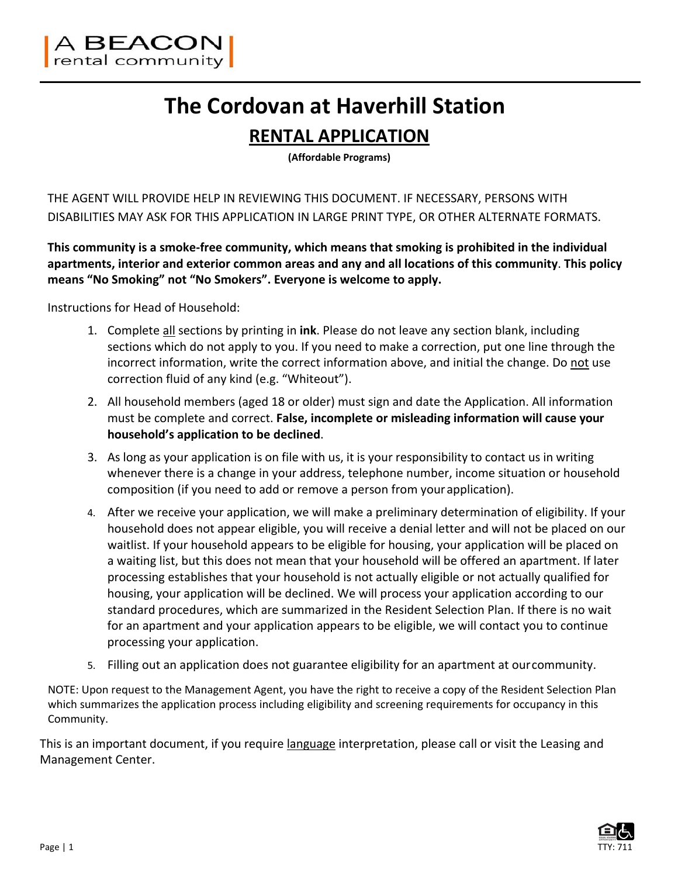A BEACON
rental community

# The Cordovan at Haverhill Station

## RENTAL APPLICATION

**(Affordable Programs)**

THE AGENT WILL PROVIDE HELP IN REVIEWING THIS DOCUMENT. IF NECESSARY, PERSONS WITH DISABILITIES MAY ASK FOR THIS APPLICATION IN LARGE PRINT TYPE, OR OTHER ALTERNATE FORMATS.

**This community is a smoke-free community, which means that smoking is prohibited in the individual apartments, interior and exterior common areas and any and all locations of this community**. **This policy means "No Smoking" not "No Smokers". Everyone is welcome to apply.**

Instructions for Head of Household:

1. Complete all sections by printing in **ink**. Please do not leave any section blank, including sections which do not apply to you. If you need to make a correction, put one line through the incorrect information, write the correct information above, and initial the change. Do not use correction fluid of any kind (e.g. "Whiteout").
2. All household members (aged 18 or older) must sign and date the Application. All information must be complete and correct. **False, incomplete or misleading information will cause your household's application to be declined**.
3. As long as your application is on file with us, it is your responsibility to contact us in writing whenever there is a change in your address, telephone number, income situation or household composition (if you need to add or remove a person from your application).
4. After we receive your application, we will make a preliminary determination of eligibility. If your household does not appear eligible, you will receive a denial letter and will not be placed on our waitlist. If your household appears to be eligible for housing, your application will be placed on a waiting list, but this does not mean that your household will be offered an apartment. If later processing establishes that your household is not actually eligible or not actually qualified for housing, your application will be declined. We will process your application according to our standard procedures, which are summarized in the Resident Selection Plan. If there is no wait for an apartment and your application appears to be eligible, we will contact you to continue processing your application.
5. Filling out an application does not guarantee eligibility for an apartment at our community.

NOTE: Upon request to the Management Agent, you have the right to receive a copy of the Resident Selection Plan which summarizes the application process including eligibility and screening requirements for occupancy in this Community.

This is an important document, if you require language interpretation, please call or visit the Leasing and Management Center.

TTY: 711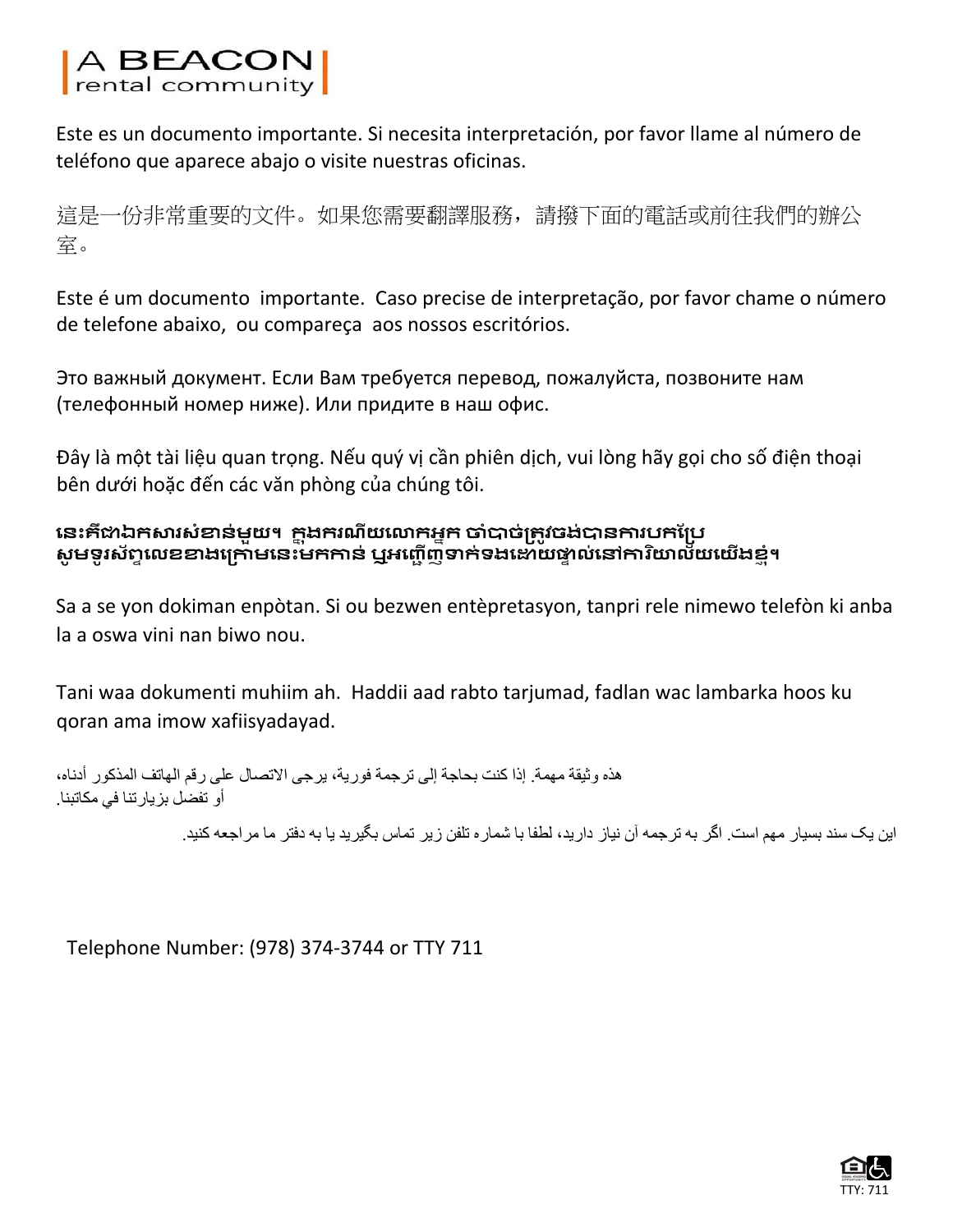A BEACON
rental community

Este es un documento importante. Si necesita interpretación, por favor llame al número de teléfono que aparece abajo o visite nuestras oficinas.

這是一份非常重要的文件。如果您需要翻譯服務，請撥下面的電話或前往我們的辦公室。

Este é um documento importante. Caso precise de interpretação, por favor chame o número de telefone abaixo, ou compareça aos nossos escritórios.

Это важный документ. Если Вам требуется перевод, пожалуйста, позвоните нам (телефонный номер ниже). Или придите в наш офис.

Đây là một tài liệu quan trọng. Nếu quý vị cần phiên dịch, vui lòng hãy gọi cho số điện thoại bên dưới hoặc đến các văn phòng của chúng tôi.

**នេះគឺជាឯកសារសំខាន់មួយ។ ក្នុងករណីយលោកអ្នក ចាំបាច់ត្រូវចង់បានការបកប្រែ សូមទូរស័ព្ទលេខខាងក្រោមនេះមកកាន់ ឬអញ្ជើញទាក់ទងដោយផ្ទាល់នៅការិយាល័យយើងខ្ញុំ។**

Sa a se yon dokiman enpòtan. Si ou bezwen entèpretasyon, tanpri rele nimewo telefòn ki anba la a oswa vini nan biwo nou.

Tani waa dokumenti muhiim ah. Haddii aad rabto tarjumad, fadlan wac lambarka hoos ku qoran ama imow xafiisyadayad.

هذه وثيقة مهمة. إذا كنت بحاجة إلى ترجمة فورية، يرجى الاتصال على رقم الهاتف المذكور أدناه، أو تفضل بزيارتنا في مكاتبنا.

این یک سند بسیار مهم است. اگر به ترجمه آن نیاز دارید، لطفا با شماره تلفن زیر تماس بگیرید یا به دفتر ما مراجعه کنید.

Telephone Number: (978) 374-3744 or TTY 711

TTY: 711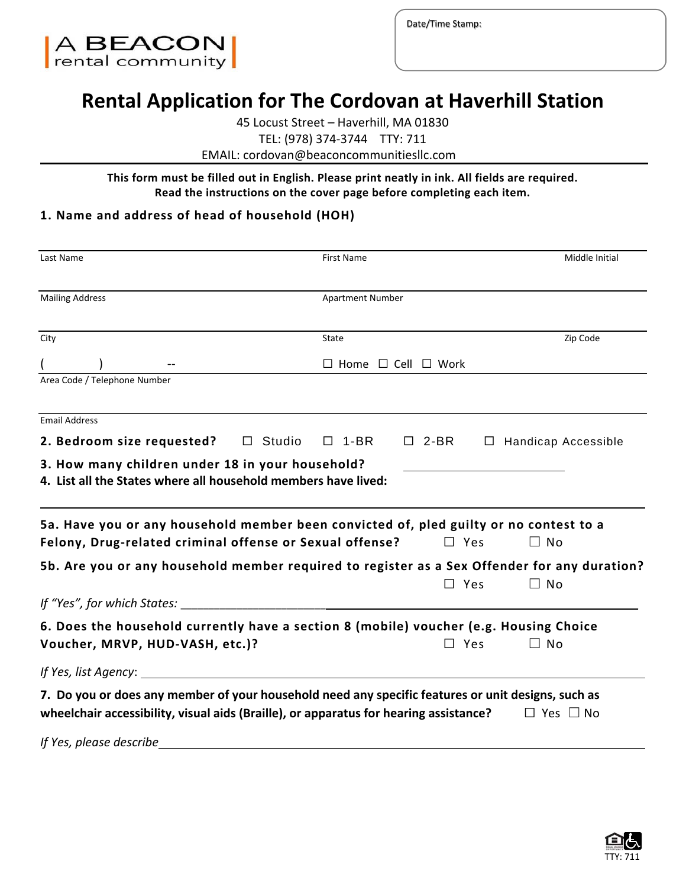A BEACON
rental community

Date/Time Stamp:

# Rental Application for The Cordovan at Haverhill Station

45 Locust Street – Haverhill, MA 01830
TEL: (978) 374-3744 TTY: 711
EMAIL: cordovan@beaconcommunitiesllc.com

**This form must be filled out in English. Please print neatly in ink. All fields are required. Read the instructions on the cover page before completing each item.**

**1. Name and address of head of household (HOH)**

| Last Name | First Name | Middle Initial |
|---|---|---|
| Mailing Address | Apartment Number | |
| City | State | Zip Code |

( ) -- ☐ Home ☐ Cell ☐ Work
Area Code / Telephone Number

Email Address

**2. Bedroom size requested?** ☐ Studio ☐ 1-BR ☐ 2-BR ☐ Handicap Accessible

**3. How many children under 18 in your household?** ____________

**4. List all the States where all household members have lived:**

**5a. Have you or any household member been convicted of, pled guilty or no contest to a Felony, Drug-related criminal offense or Sexual offense?** ☐ Yes ☐ No

**5b. Are you or any household member required to register as a Sex Offender for any duration?** ☐ Yes ☐ No

*If "Yes", for which States:* ____________________

**6. Does the household currently have a section 8 (mobile) voucher (e.g. Housing Choice Voucher, MRVP, HUD-VASH, etc.)?** ☐ Yes ☐ No

*If Yes, list Agency*: ____________________

**7. Do you or does any member of your household need any specific features or unit designs, such as wheelchair accessibility, visual aids (Braille), or apparatus for hearing assistance?** ☐ Yes ☐ No

*If Yes, please describe* ____________________

TTY: 711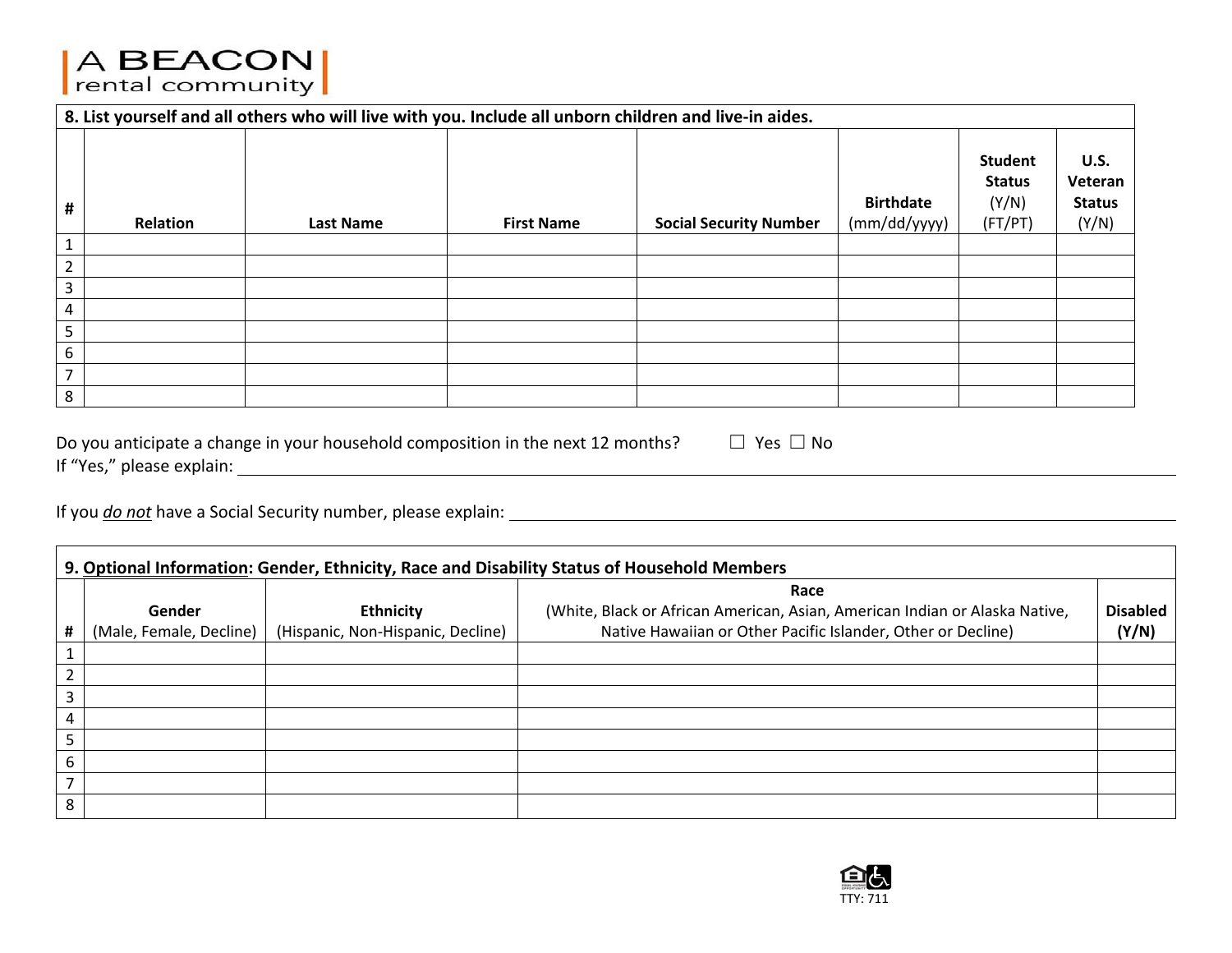A BEACON rental community

**8. List yourself and all others who will live with you. Include all unborn children and live-in aides.**

| # | Relation | Last Name | First Name | Social Security Number | Birthdate (mm/dd/yyyy) | Student Status (Y/N) (FT/PT) | U.S. Veteran Status (Y/N) |
|---|---|---|---|---|---|---|---|
| 1 | | | | | | | |
| 2 | | | | | | | |
| 3 | | | | | | | |
| 4 | | | | | | | |
| 5 | | | | | | | |
| 6 | | | | | | | |
| 7 | | | | | | | |
| 8 | | | | | | | |

Do you anticipate a change in your household composition in the next 12 months? ☐ Yes ☐ No

If "Yes," please explain: ____________________________________________

If you *do not* have a Social Security number, please explain: ____________________________________________

**9. Optional Information: Gender, Ethnicity, Race and Disability Status of Household Members**

| # | Gender (Male, Female, Decline) | Ethnicity (Hispanic, Non-Hispanic, Decline) | Race (White, Black or African American, Asian, American Indian or Alaska Native, Native Hawaiian or Other Pacific Islander, Other or Decline) | Disabled (Y/N) |
|---|---|---|---|---|
| 1 | | | | |
| 2 | | | | |
| 3 | | | | |
| 4 | | | | |
| 5 | | | | |
| 6 | | | | |
| 7 | | | | |
| 8 | | | | |

TTY: 711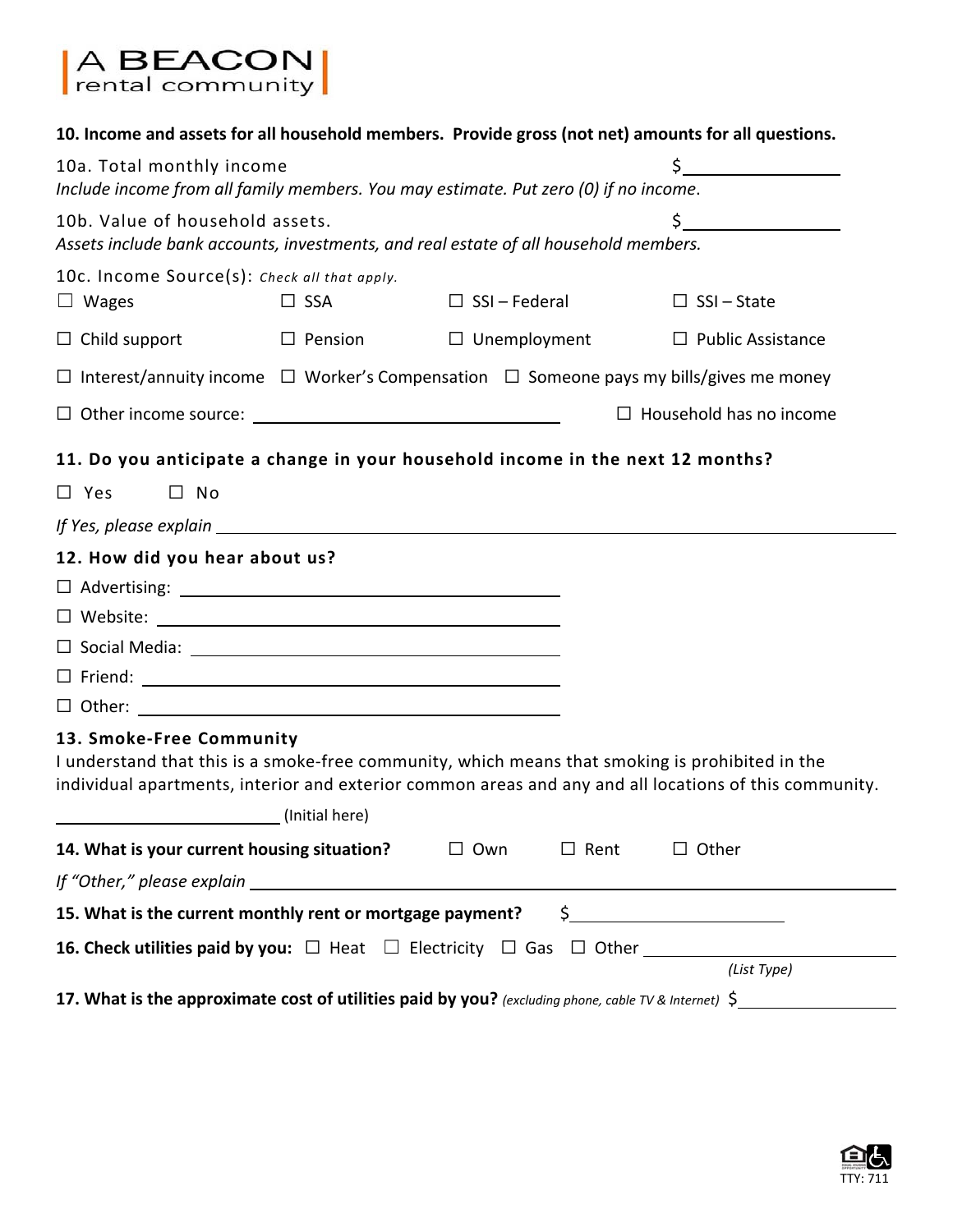A BEACON
rental community

**10. Income and assets for all household members. Provide gross (not net) amounts for all questions.**

10a. Total monthly income $\_\_\_\_\_\_\_\_\_\_\_\_\_\_\_\_
*Include income from all family members. You may estimate. Put zero (0) if no income.*

10b. Value of household assets. $\_\_\_\_\_\_\_\_\_\_\_\_\_\_\_\_
*Assets include bank accounts, investments, and real estate of all household members.*

10c. Income Source(s): *Check all that apply.*

☐ Wages ☐ SSA ☐ SSI – Federal ☐ SSI – State

☐ Child support ☐ Pension ☐ Unemployment ☐ Public Assistance

☐ Interest/annuity income ☐ Worker's Compensation ☐ Someone pays my bills/gives me money

☐ Other income source: \_\_\_\_\_\_\_\_\_\_\_\_\_\_\_\_\_\_\_\_\_\_\_\_\_\_\_\_ ☐ Household has no income

**11. Do you anticipate a change in your household income in the next 12 months?**

☐ Yes ☐ No

*If Yes, please explain* \_\_\_\_\_\_\_\_\_\_\_\_\_\_\_\_\_\_\_\_\_\_\_\_\_\_\_\_\_\_\_\_\_\_\_\_\_\_\_\_\_\_\_\_\_\_\_\_

**12. How did you hear about us?**

☐ Advertising: \_\_\_\_\_\_\_\_\_\_\_\_\_\_\_\_\_\_\_\_\_\_\_\_\_\_\_\_

☐ Website: \_\_\_\_\_\_\_\_\_\_\_\_\_\_\_\_\_\_\_\_\_\_\_\_\_\_\_\_

☐ Social Media: \_\_\_\_\_\_\_\_\_\_\_\_\_\_\_\_\_\_\_\_\_\_\_\_\_\_\_\_

☐ Friend: \_\_\_\_\_\_\_\_\_\_\_\_\_\_\_\_\_\_\_\_\_\_\_\_\_\_\_\_

☐ Other: \_\_\_\_\_\_\_\_\_\_\_\_\_\_\_\_\_\_\_\_\_\_\_\_\_\_\_\_

**13. Smoke-Free Community**

I understand that this is a smoke-free community, which means that smoking is prohibited in the individual apartments, interior and exterior common areas and any and all locations of this community.

\_\_\_\_\_\_\_\_\_\_\_\_\_\_\_\_\_\_\_\_ (Initial here)

**14. What is your current housing situation?** ☐ Own ☐ Rent ☐ Other

*If "Other," please explain* \_\_\_\_\_\_\_\_\_\_\_\_\_\_\_\_\_\_\_\_\_\_\_\_\_\_\_\_\_\_\_\_\_\_\_\_\_\_\_\_\_\_\_\_\_\_\_\_

**15. What is the current monthly rent or mortgage payment?** $\_\_\_\_\_\_\_\_\_\_\_\_\_\_\_\_\_\_\_\_

**16. Check utilities paid by you:** ☐ Heat ☐ Electricity ☐ Gas ☐ Other \_\_\_\_\_\_\_\_\_\_\_\_\_\_\_\_\_\_\_\_
*(List Type)*

**17. What is the approximate cost of utilities paid by you?** *(excluding phone, cable TV & Internet)* $\_\_\_\_\_\_\_\_\_\_\_\_\_\_\_\_

TTY: 711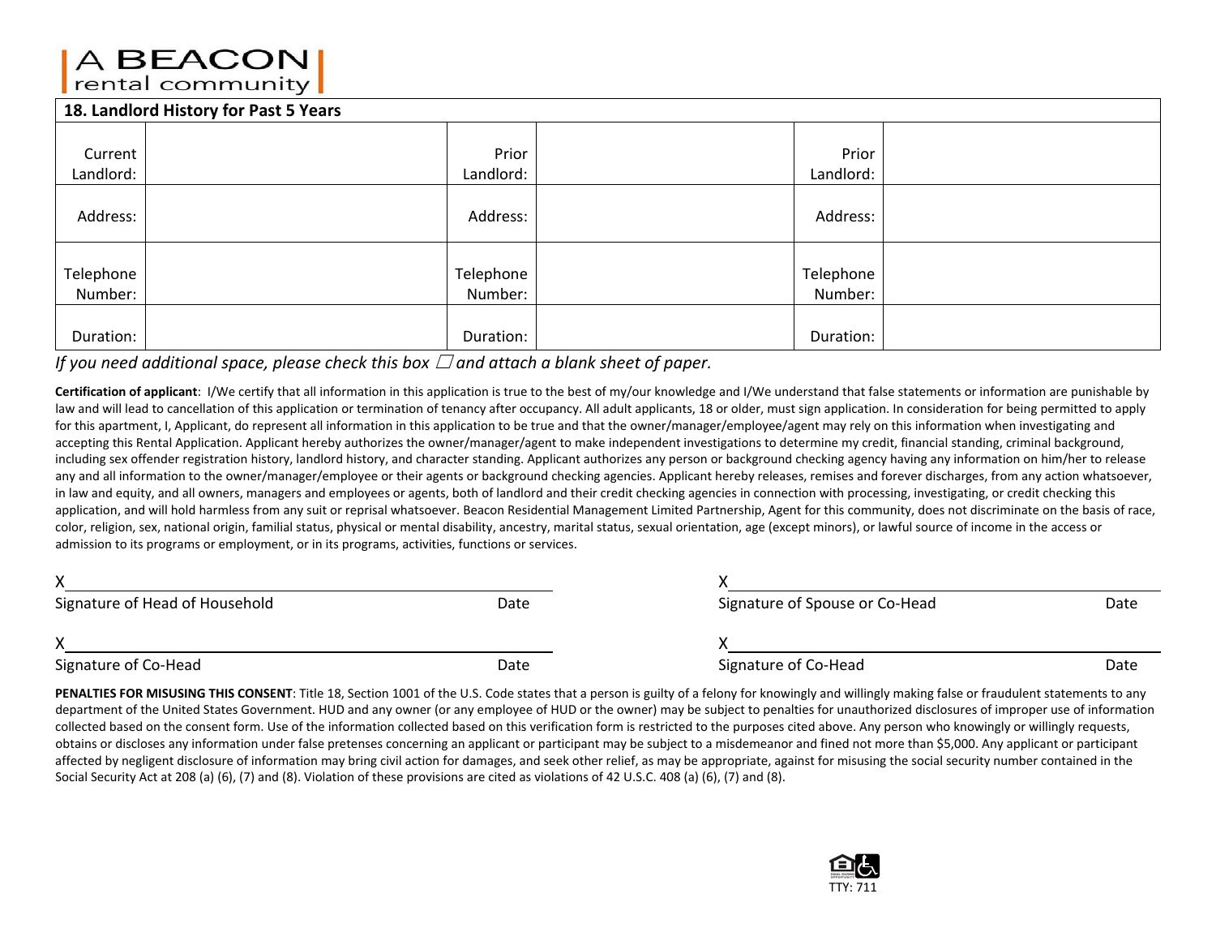A BEACON
rental community

## 18. Landlord History for Past 5 Years

| Current Landlord: | | Prior Landlord: | | Prior Landlord: | |
|---|---|---|---|---|---|
| Address: | | Address: | | Address: | |
| Telephone Number: | | Telephone Number: | | Telephone Number: | |
| Duration: | | Duration: | | Duration: | |

*If you need additional space, please check this box ☐ and attach a blank sheet of paper.*

**Certification of applicant**: I/We certify that all information in this application is true to the best of my/our knowledge and I/We understand that false statements or information are punishable by law and will lead to cancellation of this application or termination of tenancy after occupancy. All adult applicants, 18 or older, must sign application. In consideration for being permitted to apply for this apartment, I, Applicant, do represent all information in this application to be true and that the owner/manager/employee/agent may rely on this information when investigating and accepting this Rental Application. Applicant hereby authorizes the owner/manager/agent to make independent investigations to determine my credit, financial standing, criminal background, including sex offender registration history, landlord history, and character standing. Applicant authorizes any person or background checking agency having any information on him/her to release any and all information to the owner/manager/employee or their agents or background checking agencies. Applicant hereby releases, remises and forever discharges, from any action whatsoever, in law and equity, and all owners, managers and employees or agents, both of landlord and their credit checking agencies in connection with processing, investigating, or credit checking this application, and will hold harmless from any suit or reprisal whatsoever. Beacon Residential Management Limited Partnership, Agent for this community, does not discriminate on the basis of race, color, religion, sex, national origin, familial status, physical or mental disability, ancestry, marital status, sexual orientation, age (except minors), or lawful source of income in the access or admission to its programs or employment, or in its programs, activities, functions or services.

X\_\_\_\_\_\_\_\_\_\_\_\_\_\_\_\_\_\_\_\_\_\_\_\_\_\_\_\_\_\_\_\_\_\_\_\_
Signature of Head of Household — Date

X\_\_\_\_\_\_\_\_\_\_\_\_\_\_\_\_\_\_\_\_\_\_\_\_\_\_\_\_\_\_\_\_\_\_\_\_
Signature of Spouse or Co-Head — Date

X\_\_\_\_\_\_\_\_\_\_\_\_\_\_\_\_\_\_\_\_\_\_\_\_\_\_\_\_\_\_\_\_\_\_\_\_
Signature of Co-Head — Date

X\_\_\_\_\_\_\_\_\_\_\_\_\_\_\_\_\_\_\_\_\_\_\_\_\_\_\_\_\_\_\_\_\_\_\_\_
Signature of Co-Head — Date

**PENALTIES FOR MISUSING THIS CONSENT**: Title 18, Section 1001 of the U.S. Code states that a person is guilty of a felony for knowingly and willingly making false or fraudulent statements to any department of the United States Government. HUD and any owner (or any employee of HUD or the owner) may be subject to penalties for unauthorized disclosures of improper use of information collected based on the consent form. Use of the information collected based on this verification form is restricted to the purposes cited above. Any person who knowingly or willingly requests, obtains or discloses any information under false pretenses concerning an applicant or participant may be subject to a misdemeanor and fined not more than $5,000. Any applicant or participant affected by negligent disclosure of information may bring civil action for damages, and seek other relief, as may be appropriate, against for misusing the social security number contained in the Social Security Act at 208 (a) (6), (7) and (8). Violation of these provisions are cited as violations of 42 U.S.C. 408 (a) (6), (7) and (8).

TTY: 711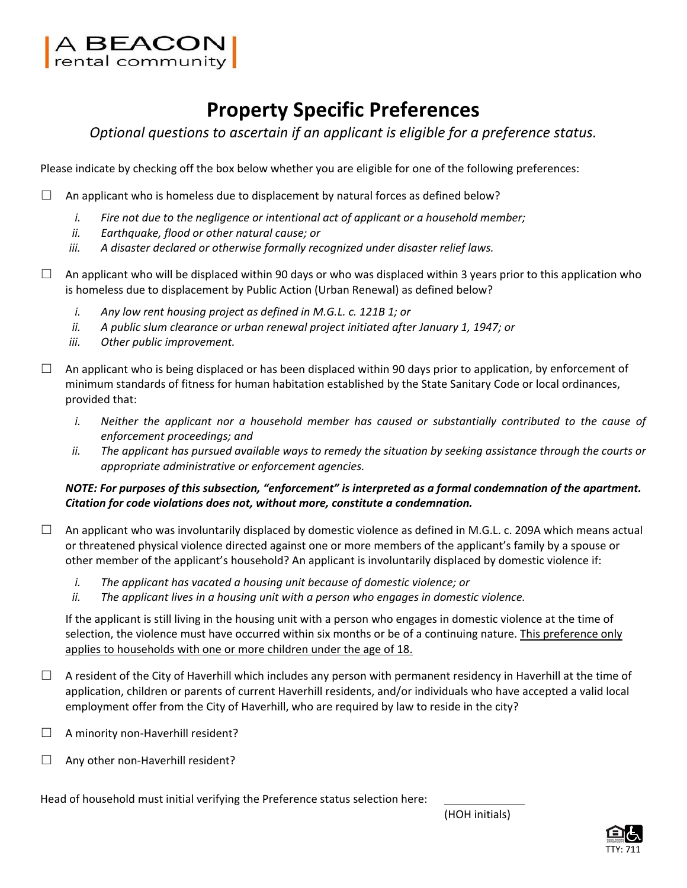A BEACON
rental community

# Property Specific Preferences

*Optional questions to ascertain if an applicant is eligible for a preference status.*

Please indicate by checking off the box below whether you are eligible for one of the following preferences:

☐ An applicant who is homeless due to displacement by natural forces as defined below?

*i. Fire not due to the negligence or intentional act of applicant or a household member;*
*ii. Earthquake, flood or other natural cause; or*
*iii. A disaster declared or otherwise formally recognized under disaster relief laws.*

☐ An applicant who will be displaced within 90 days or who was displaced within 3 years prior to this application who is homeless due to displacement by Public Action (Urban Renewal) as defined below?

*i. Any low rent housing project as defined in M.G.L. c. 121B 1; or*
*ii. A public slum clearance or urban renewal project initiated after January 1, 1947; or*
*iii. Other public improvement.*

☐ An applicant who is being displaced or has been displaced within 90 days prior to application, by enforcement of minimum standards of fitness for human habitation established by the State Sanitary Code or local ordinances, provided that:

*i. Neither the applicant nor a household member has caused or substantially contributed to the cause of enforcement proceedings; and*
*ii. The applicant has pursued available ways to remedy the situation by seeking assistance through the courts or appropriate administrative or enforcement agencies.*

***NOTE: For purposes of this subsection, "enforcement" is interpreted as a formal condemnation of the apartment. Citation for code violations does not, without more, constitute a condemnation.***

☐ An applicant who was involuntarily displaced by domestic violence as defined in M.G.L. c. 209A which means actual or threatened physical violence directed against one or more members of the applicant's family by a spouse or other member of the applicant's household? An applicant is involuntarily displaced by domestic violence if:

*i. The applicant has vacated a housing unit because of domestic violence; or*
*ii. The applicant lives in a housing unit with a person who engages in domestic violence.*

If the applicant is still living in the housing unit with a person who engages in domestic violence at the time of selection, the violence must have occurred within six months or be of a continuing nature. This preference only applies to households with one or more children under the age of 18.

☐ A resident of the City of Haverhill which includes any person with permanent residency in Haverhill at the time of application, children or parents of current Haverhill residents, and/or individuals who have accepted a valid local employment offer from the City of Haverhill, who are required by law to reside in the city?

☐ A minority non-Haverhill resident?

☐ Any other non-Haverhill resident?

Head of household must initial verifying the Preference status selection here: ______________
(HOH initials)

TTY: 711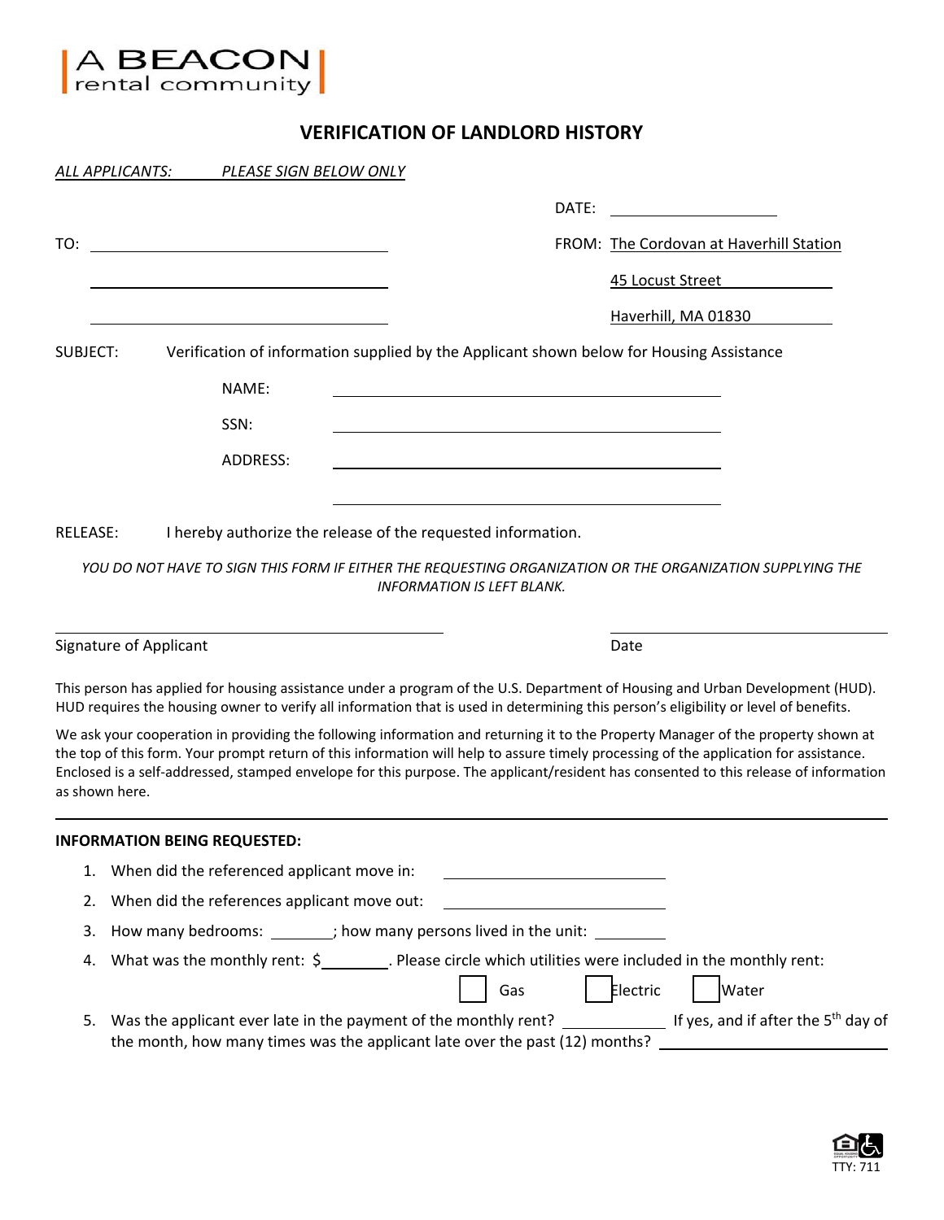A BEACON
rental community

# VERIFICATION OF LANDLORD HISTORY

*ALL APPLICANTS: PLEASE SIGN BELOW ONLY*

DATE: ____________________

TO: ____________________________________

____________________________________

____________________________________

FROM: The Cordovan at Haverhill Station
45 Locust Street
Haverhill, MA 01830

SUBJECT: Verification of information supplied by the Applicant shown below for Housing Assistance

NAME: ____________________________________

SSN: ____________________________________

ADDRESS: ____________________________________

____________________________________

RELEASE: I hereby authorize the release of the requested information.

*YOU DO NOT HAVE TO SIGN THIS FORM IF EITHER THE REQUESTING ORGANIZATION OR THE ORGANIZATION SUPPLYING THE INFORMATION IS LEFT BLANK.*

____________________________________ ____________________

Signature of Applicant Date

This person has applied for housing assistance under a program of the U.S. Department of Housing and Urban Development (HUD). HUD requires the housing owner to verify all information that is used in determining this person's eligibility or level of benefits.

We ask your cooperation in providing the following information and returning it to the Property Manager of the property shown at the top of this form. Your prompt return of this information will help to assure timely processing of the application for assistance. Enclosed is a self-addressed, stamped envelope for this purpose. The applicant/resident has consented to this release of information as shown here.

---

**INFORMATION BEING REQUESTED:**

1. When did the referenced applicant move in: ____________________
2. When did the references applicant move out: ____________________
3. How many bedrooms: ________; how many persons lived in the unit: ________
4. What was the monthly rent: $________. Please circle which utilities were included in the monthly rent:
   ☐ Gas ☐ Electric ☐ Water
5. Was the applicant ever late in the payment of the monthly rent? ____________ If yes, and if after the 5th day of the month, how many times was the applicant late over the past (12) months? ____________________

TTY: 711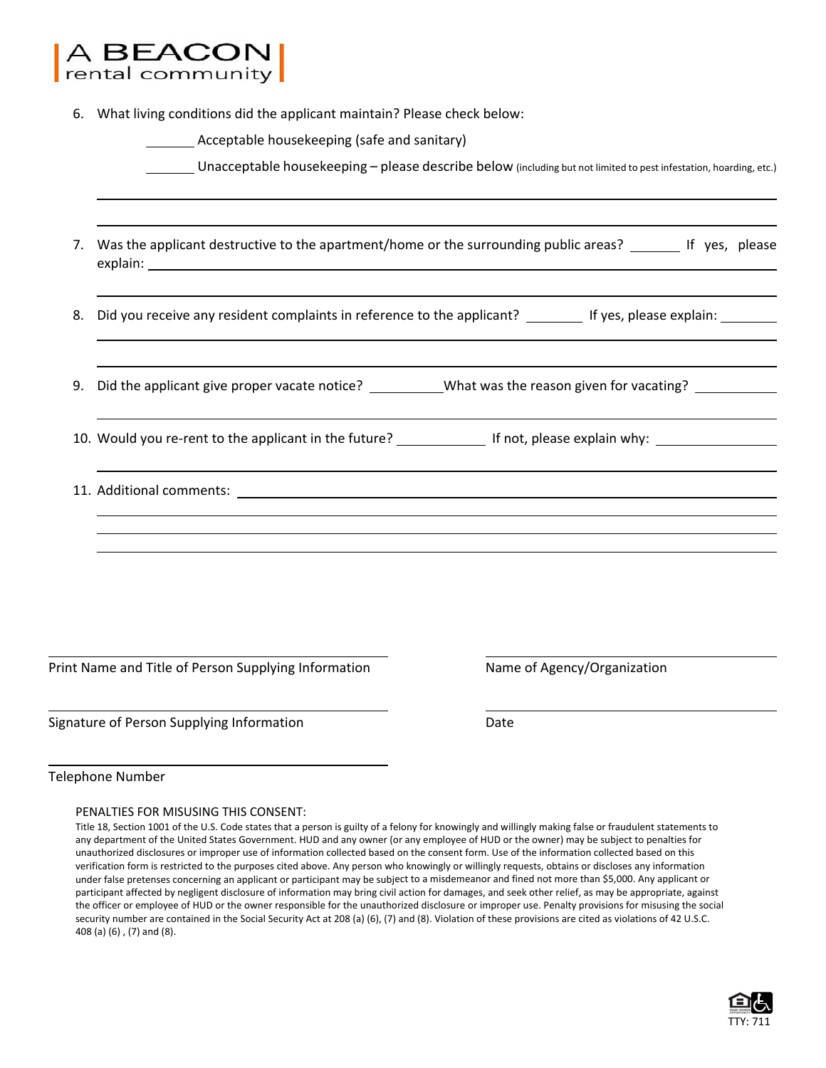A BEACON
rental community

6. What living conditions did the applicant maintain? Please check below:

   _______ Acceptable housekeeping (safe and sanitary)

   _______ Unacceptable housekeeping – please describe below (including but not limited to pest infestation, hoarding, etc.)

   ________________________________________________________________________________

   ________________________________________________________________________________

7. Was the applicant destructive to the apartment/home or the surrounding public areas? _______ If yes, please explain: ________________________________________________________________________________

   ________________________________________________________________________________

8. Did you receive any resident complaints in reference to the applicant? ________ If yes, please explain: ________

   ________________________________________________________________________________

   ________________________________________________________________________________

9. Did the applicant give proper vacate notice? __________ What was the reason given for vacating? ___________

   ________________________________________________________________________________

10. Would you re-rent to the applicant in the future? ____________ If not, please explain why: ________________

    ________________________________________________________________________________

11. Additional comments: ________________________________________________________________________________

    ________________________________________________________________________________

    ________________________________________________________________________________

    ________________________________________________________________________________

| | |
|---|---|
| ______________________________________ | ______________________________________ |
| Print Name and Title of Person Supplying Information | Name of Agency/Organization |
| ______________________________________ | ______________________________________ |
| Signature of Person Supplying Information | Date |
| ______________________________________ | |
| Telephone Number | |

PENALTIES FOR MISUSING THIS CONSENT:

Title 18, Section 1001 of the U.S. Code states that a person is guilty of a felony for knowingly and willingly making false or fraudulent statements to any department of the United States Government. HUD and any owner (or any employee of HUD or the owner) may be subject to penalties for unauthorized disclosures or improper use of information collected based on the consent form. Use of the information collected based on this verification form is restricted to the purposes cited above. Any person who knowingly or willingly requests, obtains or discloses any information under false pretenses concerning an applicant or participant may be subject to a misdemeanor and fined not more than $5,000. Any applicant or participant affected by negligent disclosure of information may bring civil action for damages, and seek other relief, as may be appropriate, against the officer or employee of HUD or the owner responsible for the unauthorized disclosure or improper use. Penalty provisions for misusing the social security number are contained in the Social Security Act at 208 (a) (6), (7) and (8). Violation of these provisions are cited as violations of 42 U.S.C. 408 (a) (6) , (7) and (8).

TTY: 711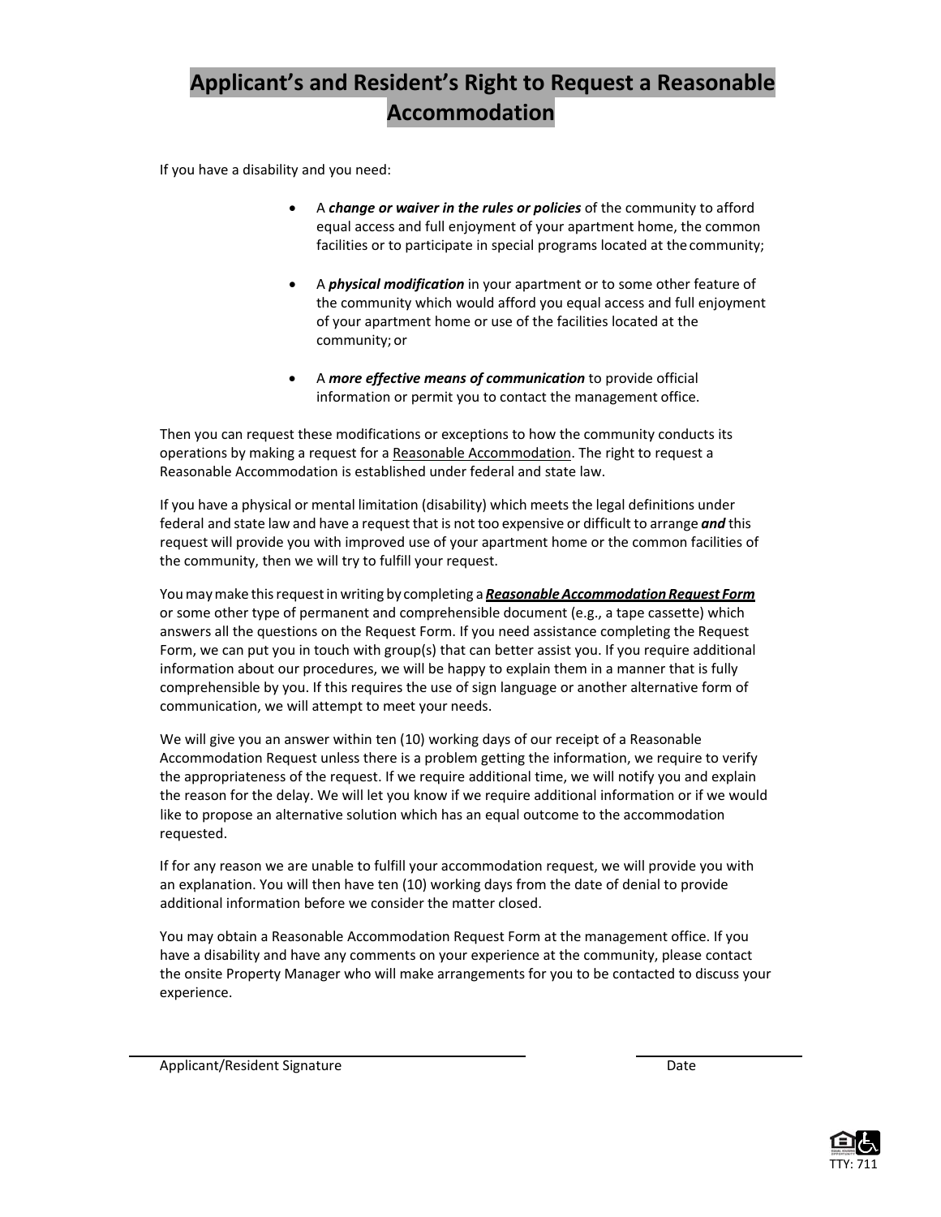# Applicant's and Resident's Right to Request a Reasonable Accommodation

If you have a disability and you need:

- A ***change or waiver in the rules or policies*** of the community to afford equal access and full enjoyment of your apartment home, the common facilities or to participate in special programs located at the community;
- A ***physical modification*** in your apartment or to some other feature of the community which would afford you equal access and full enjoyment of your apartment home or use of the facilities located at the community; or
- A ***more effective means of communication*** to provide official information or permit you to contact the management office.

Then you can request these modifications or exceptions to how the community conducts its operations by making a request for a <u>Reasonable Accommodation</u>. The right to request a Reasonable Accommodation is established under federal and state law.

If you have a physical or mental limitation (disability) which meets the legal definitions under federal and state law and have a request that is not too expensive or difficult to arrange ***and*** this request will provide you with improved use of your apartment home or the common facilities of the community, then we will try to fulfill your request.

You may make this request in writing by completing a ***<u>Reasonable Accommodation Request Form</u>*** or some other type of permanent and comprehensible document (e.g., a tape cassette) which answers all the questions on the Request Form. If you need assistance completing the Request Form, we can put you in touch with group(s) that can better assist you. If you require additional information about our procedures, we will be happy to explain them in a manner that is fully comprehensible by you. If this requires the use of sign language or another alternative form of communication, we will attempt to meet your needs.

We will give you an answer within ten (10) working days of our receipt of a Reasonable Accommodation Request unless there is a problem getting the information, we require to verify the appropriateness of the request. If we require additional time, we will notify you and explain the reason for the delay. We will let you know if we require additional information or if we would like to propose an alternative solution which has an equal outcome to the accommodation requested.

If for any reason we are unable to fulfill your accommodation request, we will provide you with an explanation. You will then have ten (10) working days from the date of denial to provide additional information before we consider the matter closed.

You may obtain a Reasonable Accommodation Request Form at the management office. If you have a disability and have any comments on your experience at the community, please contact the onsite Property Manager who will make arrangements for you to be contacted to discuss your experience.

\_\_\_\_\_\_\_\_\_\_\_\_\_\_\_\_\_\_\_\_\_\_\_\_\_\_\_\_\_\_\_\_\_\_\_\_ \_\_\_\_\_\_\_\_\_\_\_\_\_\_\_\_

Applicant/Resident Signature Date

TTY: 711